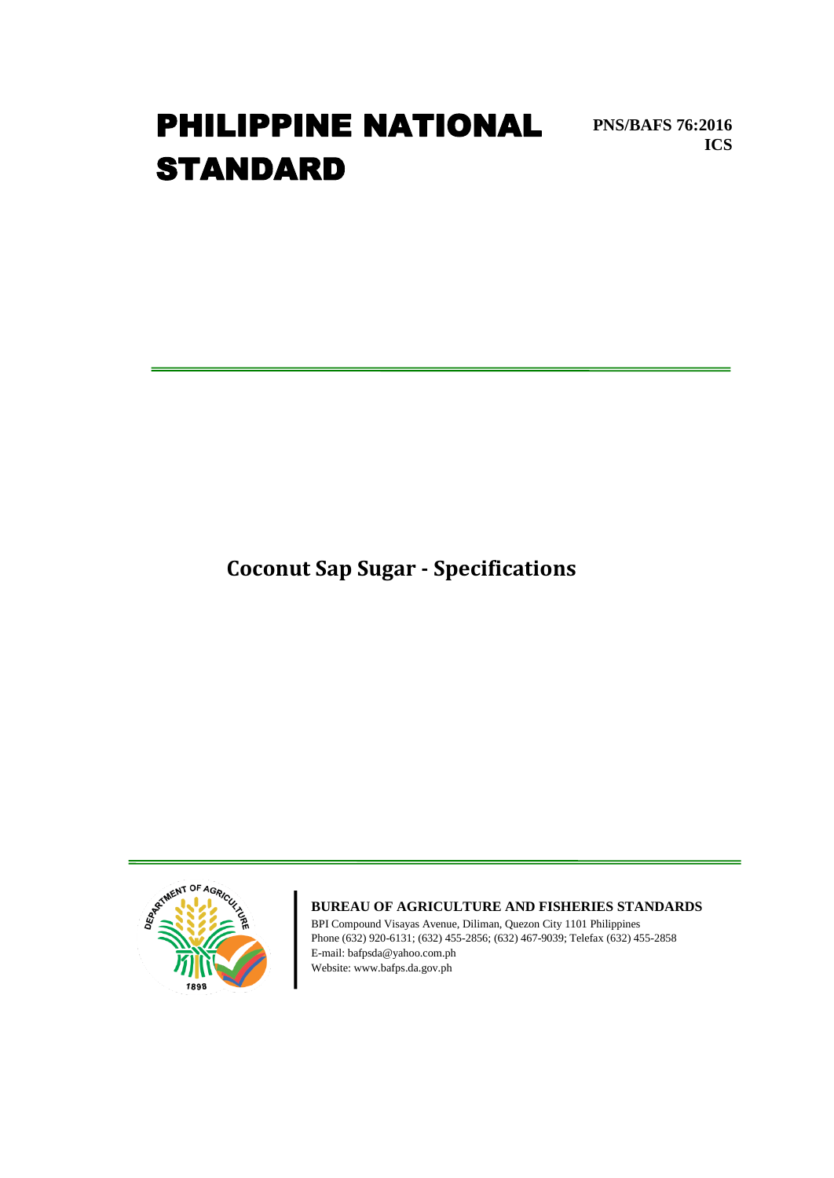# PHILIPPINE NATIONAL STANDARD

**PNS/BAFS 76:2016**
**ICS**

## Coconut Sap Sugar - Specifications

**BUREAU OF AGRICULTURE AND FISHERIES STANDARDS**

BPI Compound Visayas Avenue, Diliman, Quezon City 1101 Philippines
Phone (632) 920-6131; (632) 455-2856; (632) 467-9039; Telefax (632) 455-2858
E-mail: bafpsda@yahoo.com.ph
Website: www.bafps.da.gov.ph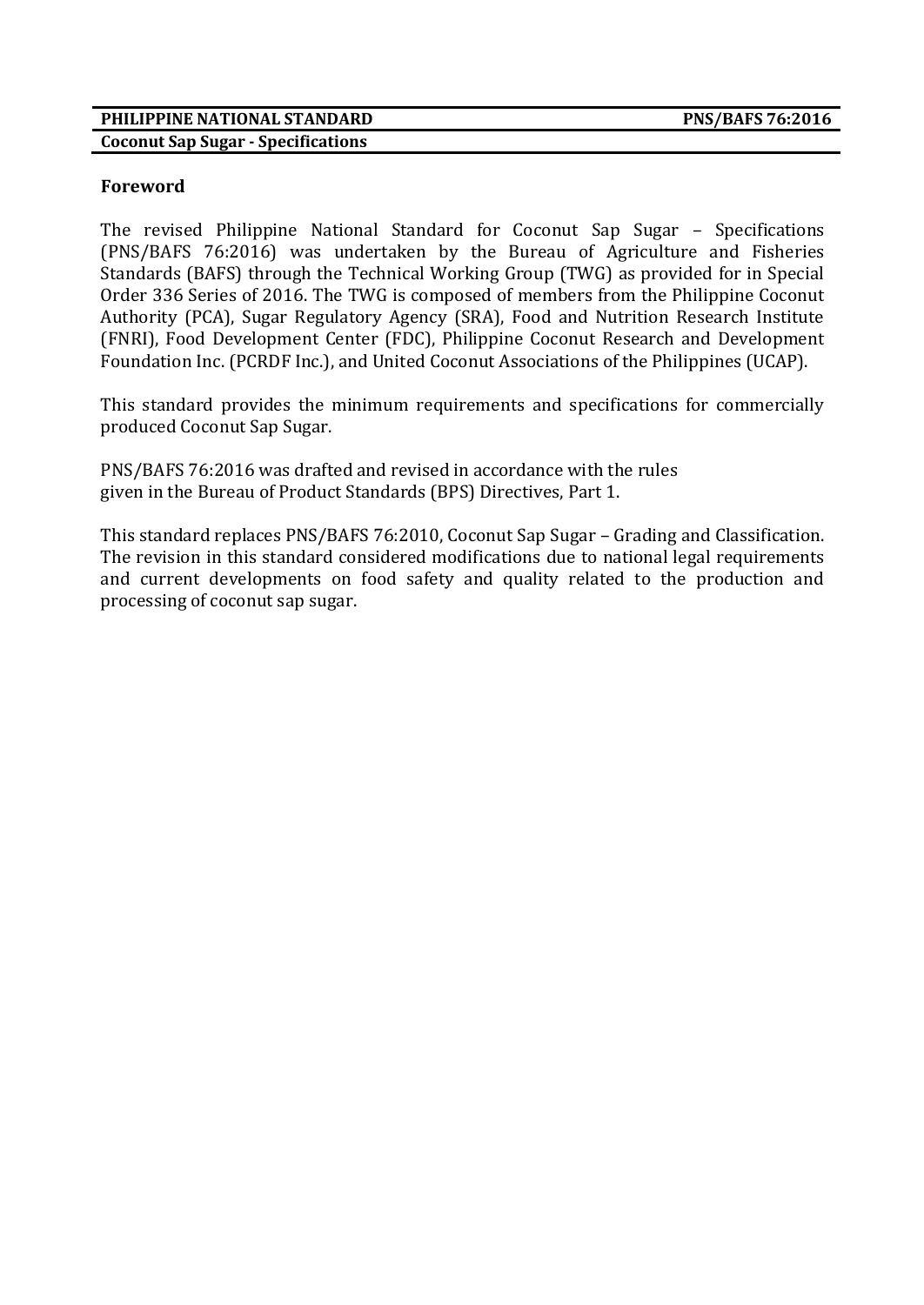## Foreword

The revised Philippine National Standard for Coconut Sap Sugar – Specifications (PNS/BAFS 76:2016) was undertaken by the Bureau of Agriculture and Fisheries Standards (BAFS) through the Technical Working Group (TWG) as provided for in Special Order 336 Series of 2016. The TWG is composed of members from the Philippine Coconut Authority (PCA), Sugar Regulatory Agency (SRA), Food and Nutrition Research Institute (FNRI), Food Development Center (FDC), Philippine Coconut Research and Development Foundation Inc. (PCRDF Inc.), and United Coconut Associations of the Philippines (UCAP).

This standard provides the minimum requirements and specifications for commercially produced Coconut Sap Sugar.

PNS/BAFS 76:2016 was drafted and revised in accordance with the rules given in the Bureau of Product Standards (BPS) Directives, Part 1.

This standard replaces PNS/BAFS 76:2010, Coconut Sap Sugar – Grading and Classification. The revision in this standard considered modifications due to national legal requirements and current developments on food safety and quality related to the production and processing of coconut sap sugar.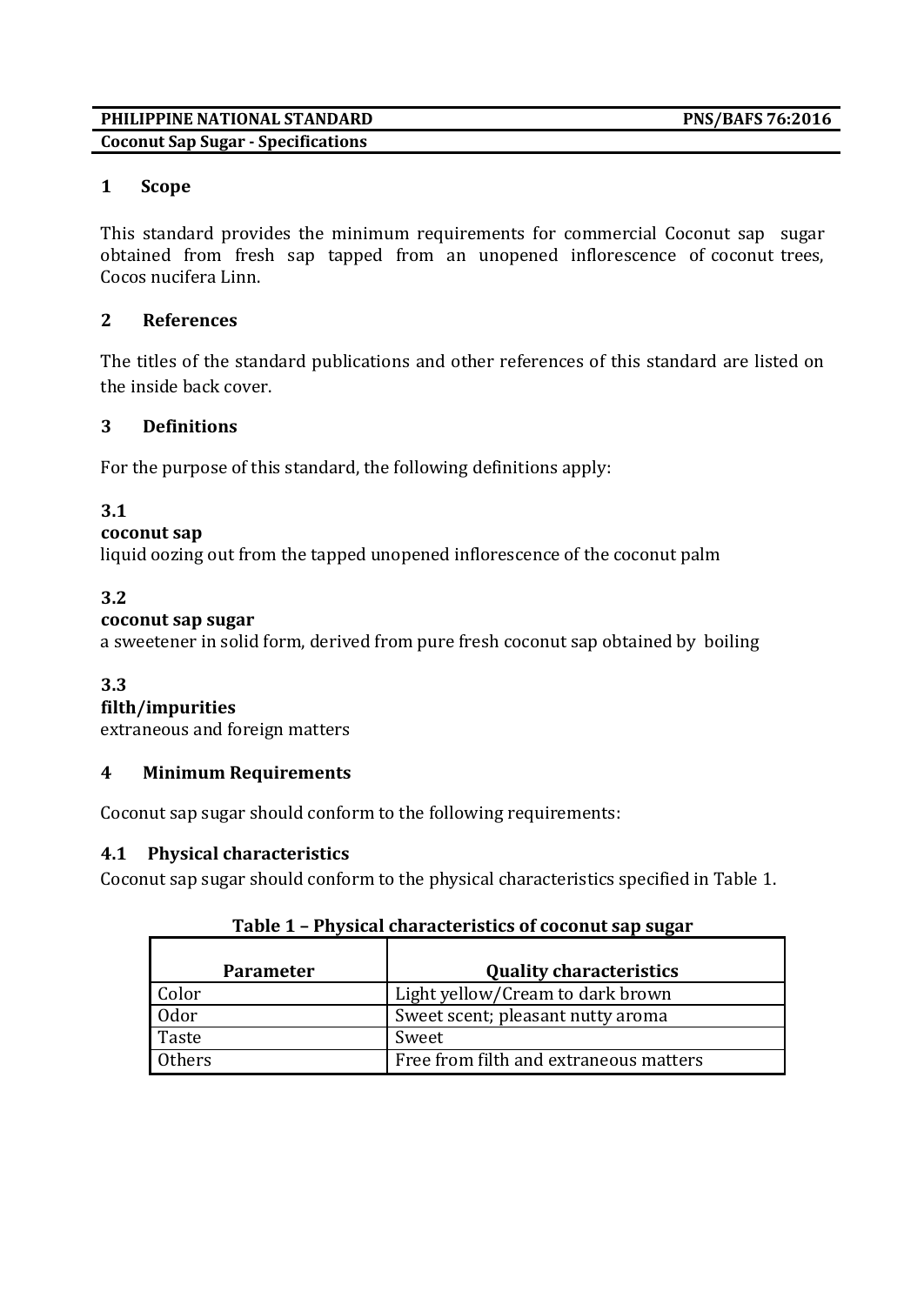**PHILIPPINE NATIONAL STANDARD** **PNS/BAFS 76:2016**

**Coconut Sap Sugar - Specifications**

## 1 Scope

This standard provides the minimum requirements for commercial Coconut sap sugar obtained from fresh sap tapped from an unopened inflorescence of coconut trees, Cocos nucifera Linn.

## 2 References

The titles of the standard publications and other references of this standard are listed on the inside back cover.

## 3 Definitions

For the purpose of this standard, the following definitions apply:

**3.1**

**coconut sap**

liquid oozing out from the tapped unopened inflorescence of the coconut palm

**3.2**

**coconut sap sugar**

a sweetener in solid form, derived from pure fresh coconut sap obtained by boiling

**3.3**

**filth/impurities**

extraneous and foreign matters

## 4 Minimum Requirements

Coconut sap sugar should conform to the following requirements:

### 4.1 Physical characteristics

Coconut sap sugar should conform to the physical characteristics specified in Table 1.

**Table 1 – Physical characteristics of coconut sap sugar**

| Parameter | Quality characteristics |
|---|---|
| Color | Light yellow/Cream to dark brown |
| Odor | Sweet scent; pleasant nutty aroma |
| Taste | Sweet |
| Others | Free from filth and extraneous matters |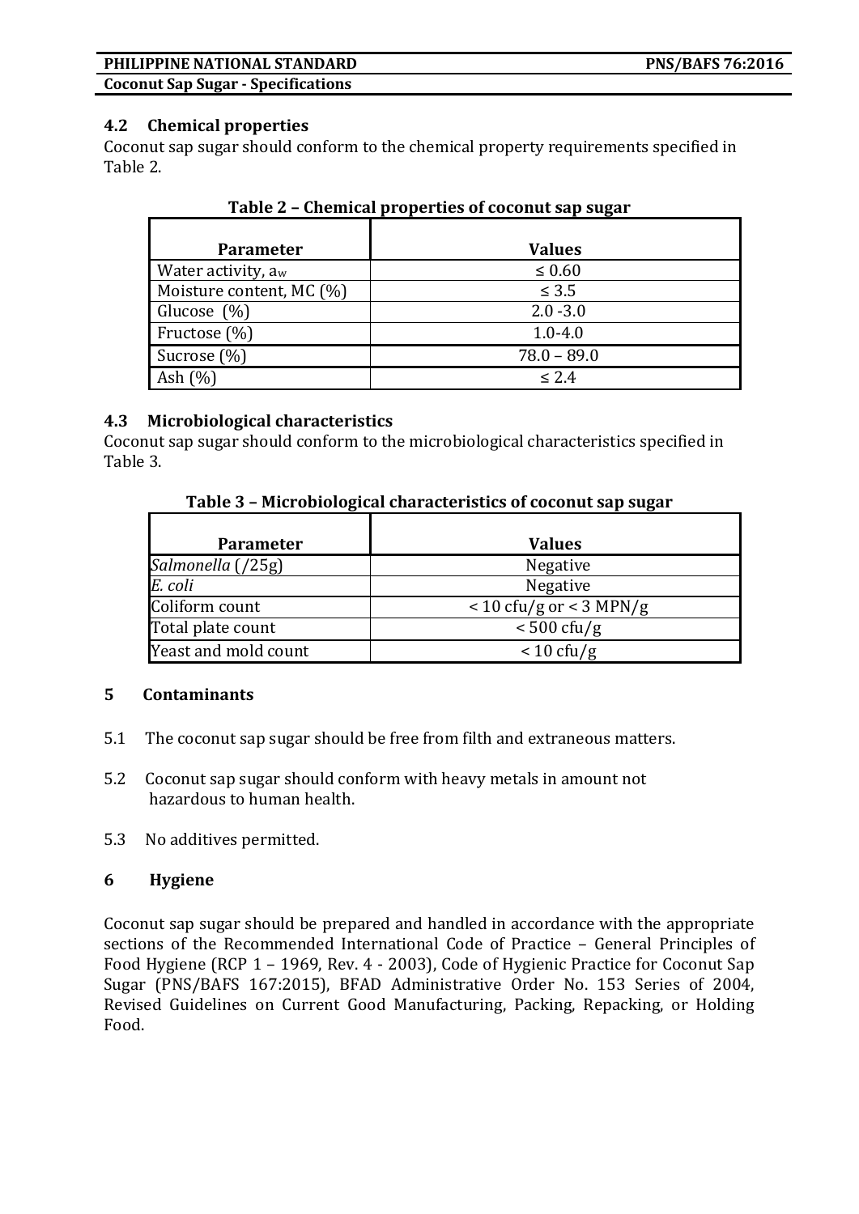## 4.2 Chemical properties

Coconut sap sugar should conform to the chemical property requirements specified in Table 2.

**Table 2 – Chemical properties of coconut sap sugar**

| Parameter | Values |
|---|---|
| Water activity, $a_w$ | ≤ 0.60 |
| Moisture content, MC (%) | ≤ 3.5 |
| Glucose (%) | 2.0 -3.0 |
| Fructose (%) | 1.0-4.0 |
| Sucrose (%) | 78.0 – 89.0 |
| Ash (%) | ≤ 2.4 |

## 4.3 Microbiological characteristics

Coconut sap sugar should conform to the microbiological characteristics specified in Table 3.

**Table 3 – Microbiological characteristics of coconut sap sugar**

| Parameter | Values |
|---|---|
| *Salmonella* (/25g) | Negative |
| *E. coli* | Negative |
| Coliform count | < 10 cfu/g or < 3 MPN/g |
| Total plate count | < 500 cfu/g |
| Yeast and mold count | < 10 cfu/g |

## 5 Contaminants

5.1 The coconut sap sugar should be free from filth and extraneous matters.

5.2 Coconut sap sugar should conform with heavy metals in amount not hazardous to human health.

5.3 No additives permitted.

## 6 Hygiene

Coconut sap sugar should be prepared and handled in accordance with the appropriate sections of the Recommended International Code of Practice – General Principles of Food Hygiene (RCP 1 – 1969, Rev. 4 - 2003), Code of Hygienic Practice for Coconut Sap Sugar (PNS/BAFS 167:2015), BFAD Administrative Order No. 153 Series of 2004, Revised Guidelines on Current Good Manufacturing, Packing, Repacking, or Holding Food.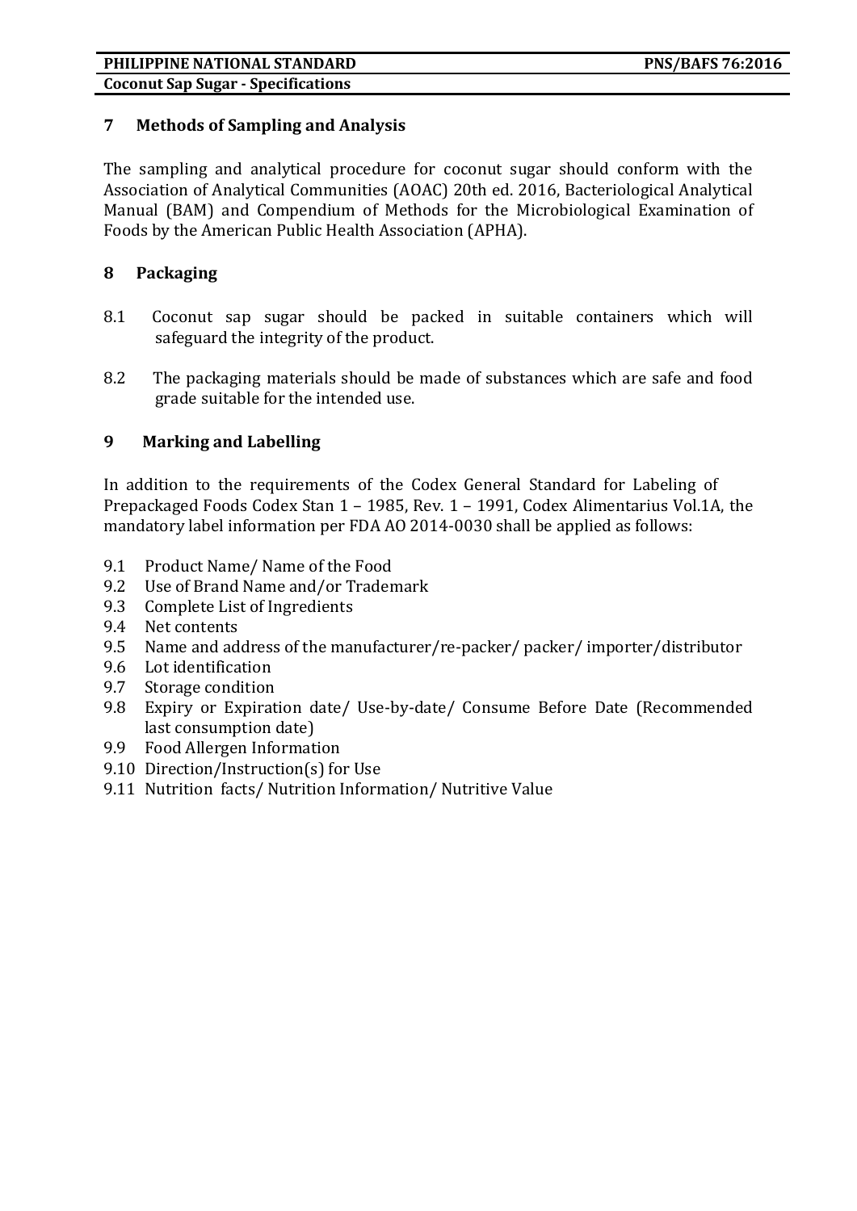## 7 Methods of Sampling and Analysis

The sampling and analytical procedure for coconut sugar should conform with the Association of Analytical Communities (AOAC) 20th ed. 2016, Bacteriological Analytical Manual (BAM) and Compendium of Methods for the Microbiological Examination of Foods by the American Public Health Association (APHA).

## 8 Packaging

8.1 Coconut sap sugar should be packed in suitable containers which will safeguard the integrity of the product.

8.2 The packaging materials should be made of substances which are safe and food grade suitable for the intended use.

## 9 Marking and Labelling

In addition to the requirements of the Codex General Standard for Labeling of Prepackaged Foods Codex Stan 1 – 1985, Rev. 1 – 1991, Codex Alimentarius Vol.1A, the mandatory label information per FDA AO 2014-0030 shall be applied as follows:

9.1 Product Name/ Name of the Food
9.2 Use of Brand Name and/or Trademark
9.3 Complete List of Ingredients
9.4 Net contents
9.5 Name and address of the manufacturer/re-packer/ packer/ importer/distributor
9.6 Lot identification
9.7 Storage condition
9.8 Expiry or Expiration date/ Use-by-date/ Consume Before Date (Recommended last consumption date)
9.9 Food Allergen Information
9.10 Direction/Instruction(s) for Use
9.11 Nutrition facts/ Nutrition Information/ Nutritive Value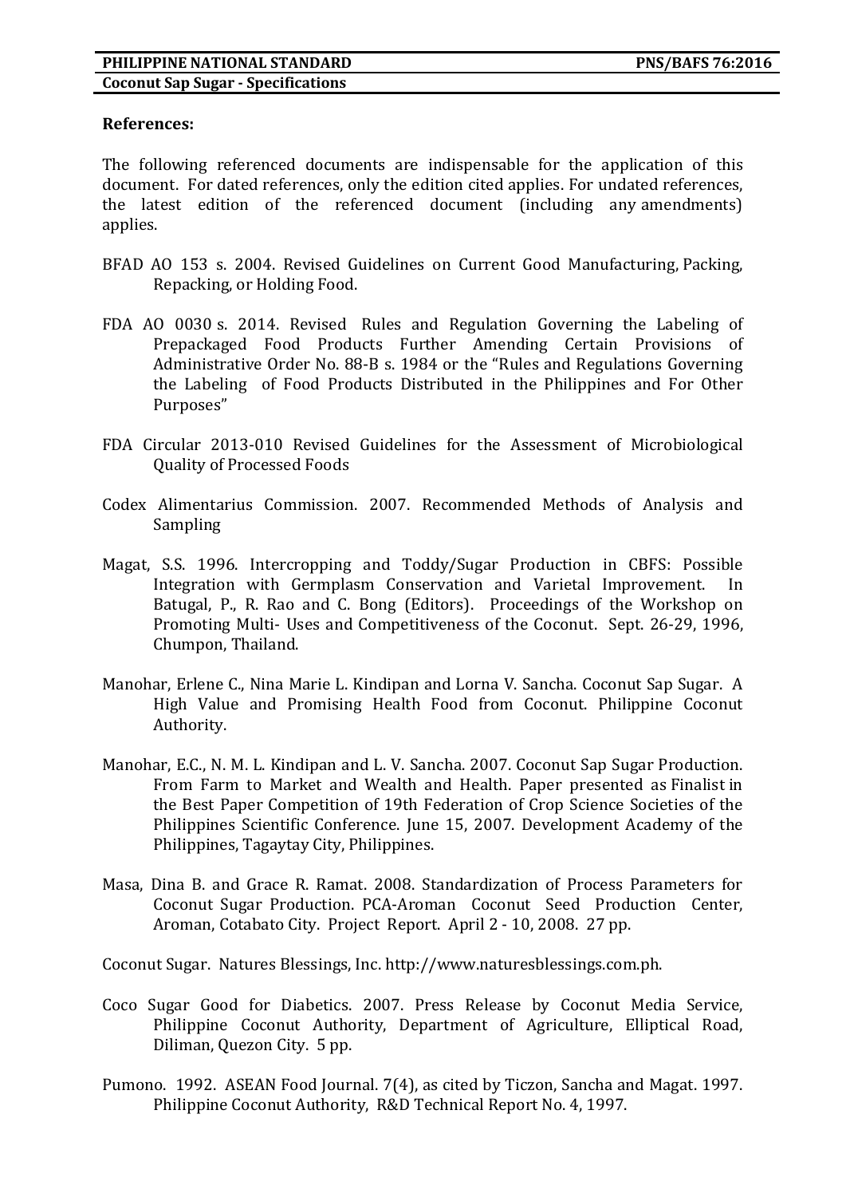**References:**

The following referenced documents are indispensable for the application of this document. For dated references, only the edition cited applies. For undated references, the latest edition of the referenced document (including any amendments) applies.

BFAD AO 153 s. 2004. Revised Guidelines on Current Good Manufacturing, Packing, Repacking, or Holding Food.

FDA AO 0030 s. 2014. Revised Rules and Regulation Governing the Labeling of Prepackaged Food Products Further Amending Certain Provisions of Administrative Order No. 88-B s. 1984 or the "Rules and Regulations Governing the Labeling of Food Products Distributed in the Philippines and For Other Purposes"

FDA Circular 2013-010 Revised Guidelines for the Assessment of Microbiological Quality of Processed Foods

Codex Alimentarius Commission. 2007. Recommended Methods of Analysis and Sampling

Magat, S.S. 1996. Intercropping and Toddy/Sugar Production in CBFS: Possible Integration with Germplasm Conservation and Varietal Improvement. In Batugal, P., R. Rao and C. Bong (Editors). Proceedings of the Workshop on Promoting Multi- Uses and Competitiveness of the Coconut. Sept. 26-29, 1996, Chumpon, Thailand.

Manohar, Erlene C., Nina Marie L. Kindipan and Lorna V. Sancha. Coconut Sap Sugar. A High Value and Promising Health Food from Coconut. Philippine Coconut Authority.

Manohar, E.C., N. M. L. Kindipan and L. V. Sancha. 2007. Coconut Sap Sugar Production. From Farm to Market and Wealth and Health. Paper presented as Finalist in the Best Paper Competition of 19th Federation of Crop Science Societies of the Philippines Scientific Conference. June 15, 2007. Development Academy of the Philippines, Tagaytay City, Philippines.

Masa, Dina B. and Grace R. Ramat. 2008. Standardization of Process Parameters for Coconut Sugar Production. PCA-Aroman Coconut Seed Production Center, Aroman, Cotabato City. Project Report. April 2 - 10, 2008. 27 pp.

Coconut Sugar. Natures Blessings, Inc. http://www.naturesblessings.com.ph.

Coco Sugar Good for Diabetics. 2007. Press Release by Coconut Media Service, Philippine Coconut Authority, Department of Agriculture, Elliptical Road, Diliman, Quezon City. 5 pp.

Pumono. 1992. ASEAN Food Journal. 7(4), as cited by Ticzon, Sancha and Magat. 1997. Philippine Coconut Authority, R&D Technical Report No. 4, 1997.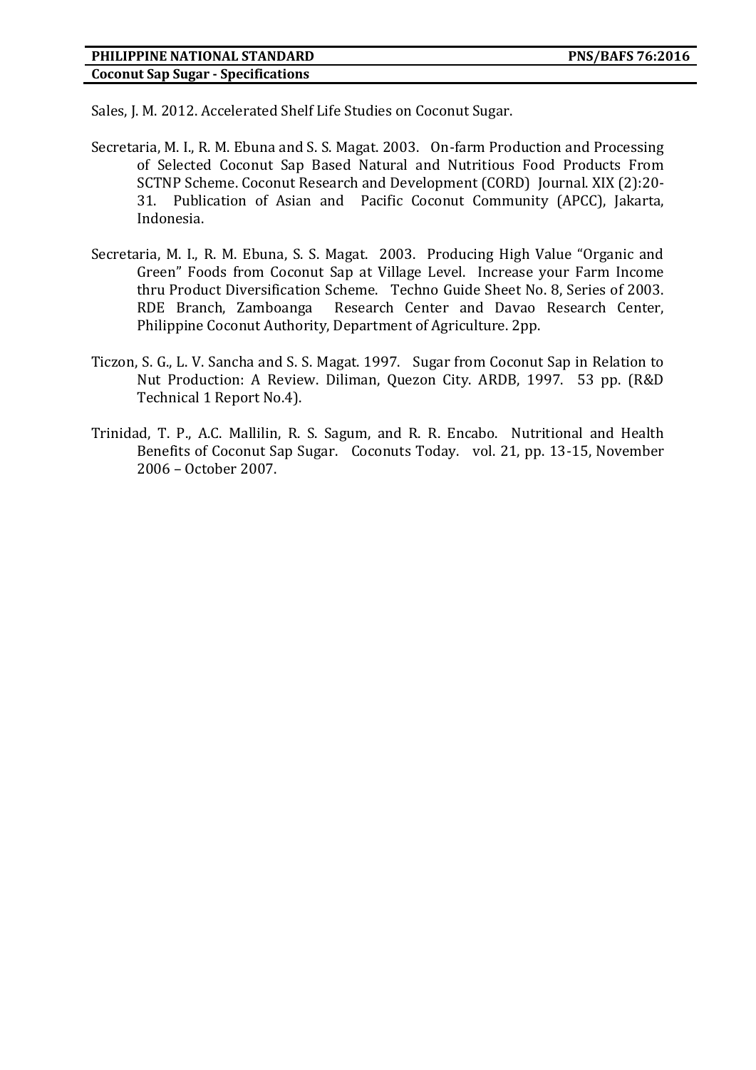Sales, J. M. 2012. Accelerated Shelf Life Studies on Coconut Sugar.

Secretaria, M. I., R. M. Ebuna and S. S. Magat. 2003. On-farm Production and Processing of Selected Coconut Sap Based Natural and Nutritious Food Products From SCTNP Scheme. Coconut Research and Development (CORD) Journal. XIX (2):20-31. Publication of Asian and Pacific Coconut Community (APCC), Jakarta, Indonesia.

Secretaria, M. I., R. M. Ebuna, S. S. Magat. 2003. Producing High Value "Organic and Green" Foods from Coconut Sap at Village Level. Increase your Farm Income thru Product Diversification Scheme. Techno Guide Sheet No. 8, Series of 2003. RDE Branch, Zamboanga Research Center and Davao Research Center, Philippine Coconut Authority, Department of Agriculture. 2pp.

Ticzon, S. G., L. V. Sancha and S. S. Magat. 1997. Sugar from Coconut Sap in Relation to Nut Production: A Review. Diliman, Quezon City. ARDB, 1997. 53 pp. (R&D Technical 1 Report No.4).

Trinidad, T. P., A.C. Mallilin, R. S. Sagum, and R. R. Encabo. Nutritional and Health Benefits of Coconut Sap Sugar. Coconuts Today. vol. 21, pp. 13-15, November 2006 – October 2007.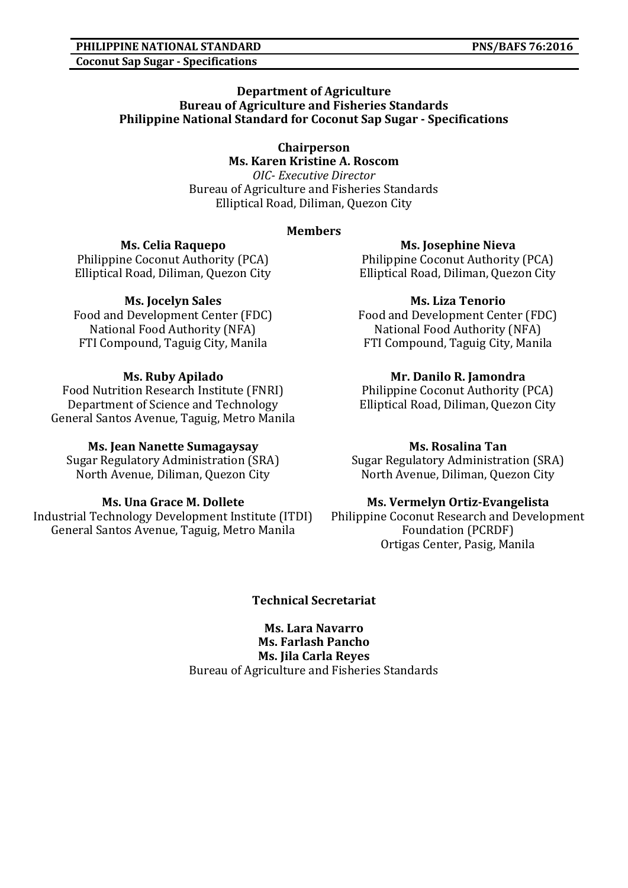**Department of Agriculture**
**Bureau of Agriculture and Fisheries Standards**
**Philippine National Standard for Coconut Sap Sugar - Specifications**

**Chairperson**
**Ms. Karen Kristine A. Roscom**
*OIC- Executive Director*
Bureau of Agriculture and Fisheries Standards
Elliptical Road, Diliman, Quezon City

**Members**

**Ms. Celia Raquepo**
Philippine Coconut Authority (PCA)
Elliptical Road, Diliman, Quezon City

**Ms. Josephine Nieva**
Philippine Coconut Authority (PCA)
Elliptical Road, Diliman, Quezon City

**Ms. Jocelyn Sales**
Food and Development Center (FDC)
National Food Authority (NFA)
FTI Compound, Taguig City, Manila

**Ms. Liza Tenorio**
Food and Development Center (FDC)
National Food Authority (NFA)
FTI Compound, Taguig City, Manila

**Ms. Ruby Apilado**
Food Nutrition Research Institute (FNRI)
Department of Science and Technology
General Santos Avenue, Taguig, Metro Manila

**Mr. Danilo R. Jamondra**
Philippine Coconut Authority (PCA)
Elliptical Road, Diliman, Quezon City

**Ms. Jean Nanette Sumagaysay**
Sugar Regulatory Administration (SRA)
North Avenue, Diliman, Quezon City

**Ms. Rosalina Tan**
Sugar Regulatory Administration (SRA)
North Avenue, Diliman, Quezon City

**Ms. Una Grace M. Dollete**
Industrial Technology Development Institute (ITDI)
General Santos Avenue, Taguig, Metro Manila

**Ms. Vermelyn Ortiz-Evangelista**
Philippine Coconut Research and Development Foundation (PCRDF)
Ortigas Center, Pasig, Manila

**Technical Secretariat**

**Ms. Lara Navarro**
**Ms. Farlash Pancho**
**Ms. Jila Carla Reyes**
Bureau of Agriculture and Fisheries Standards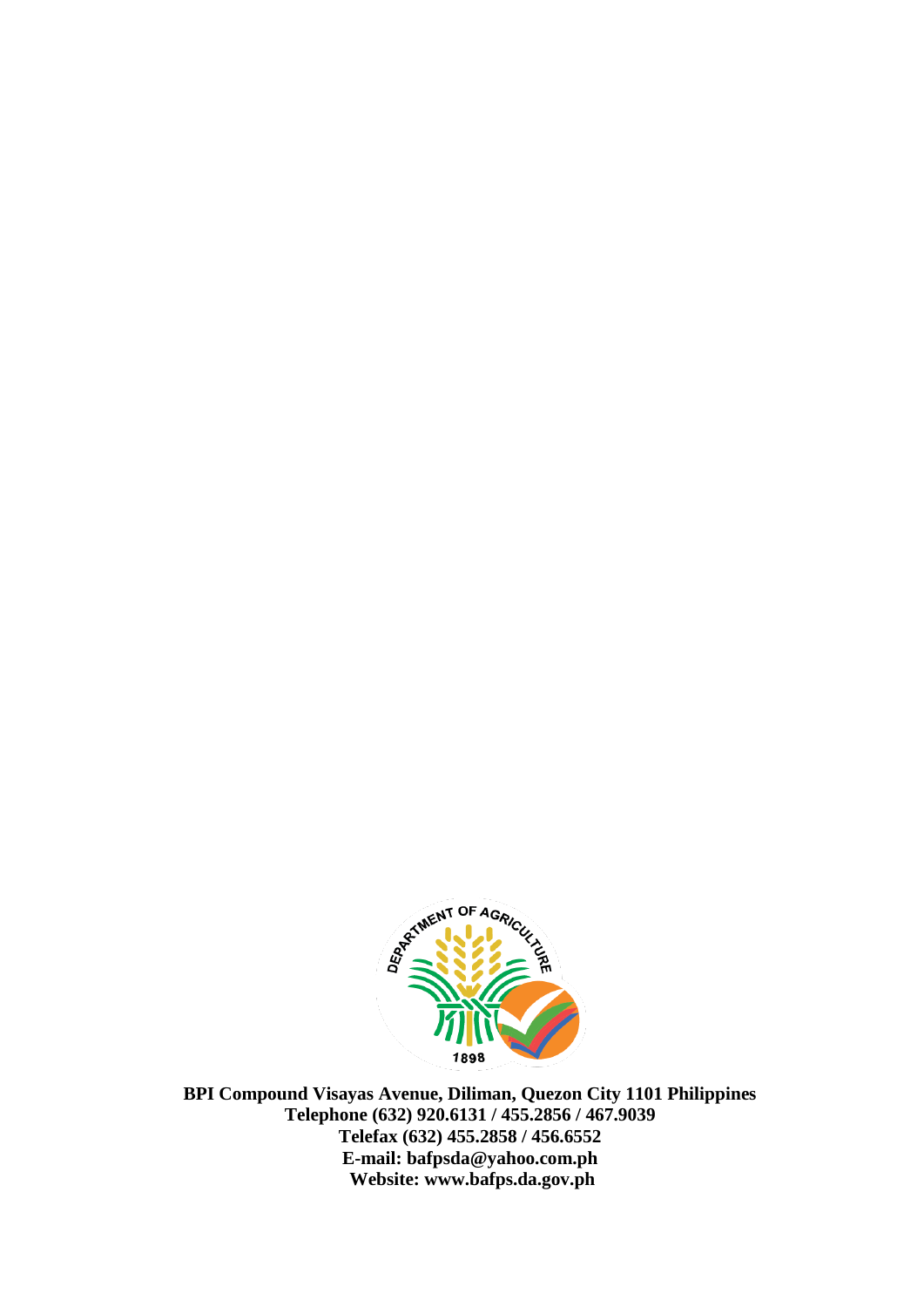**BPI Compound Visayas Avenue, Diliman, Quezon City 1101 Philippines**
**Telephone (632) 920.6131 / 455.2856 / 467.9039**
**Telefax (632) 455.2858 / 456.6552**
**E-mail: bafpsda@yahoo.com.ph**
**Website: www.bafps.da.gov.ph**